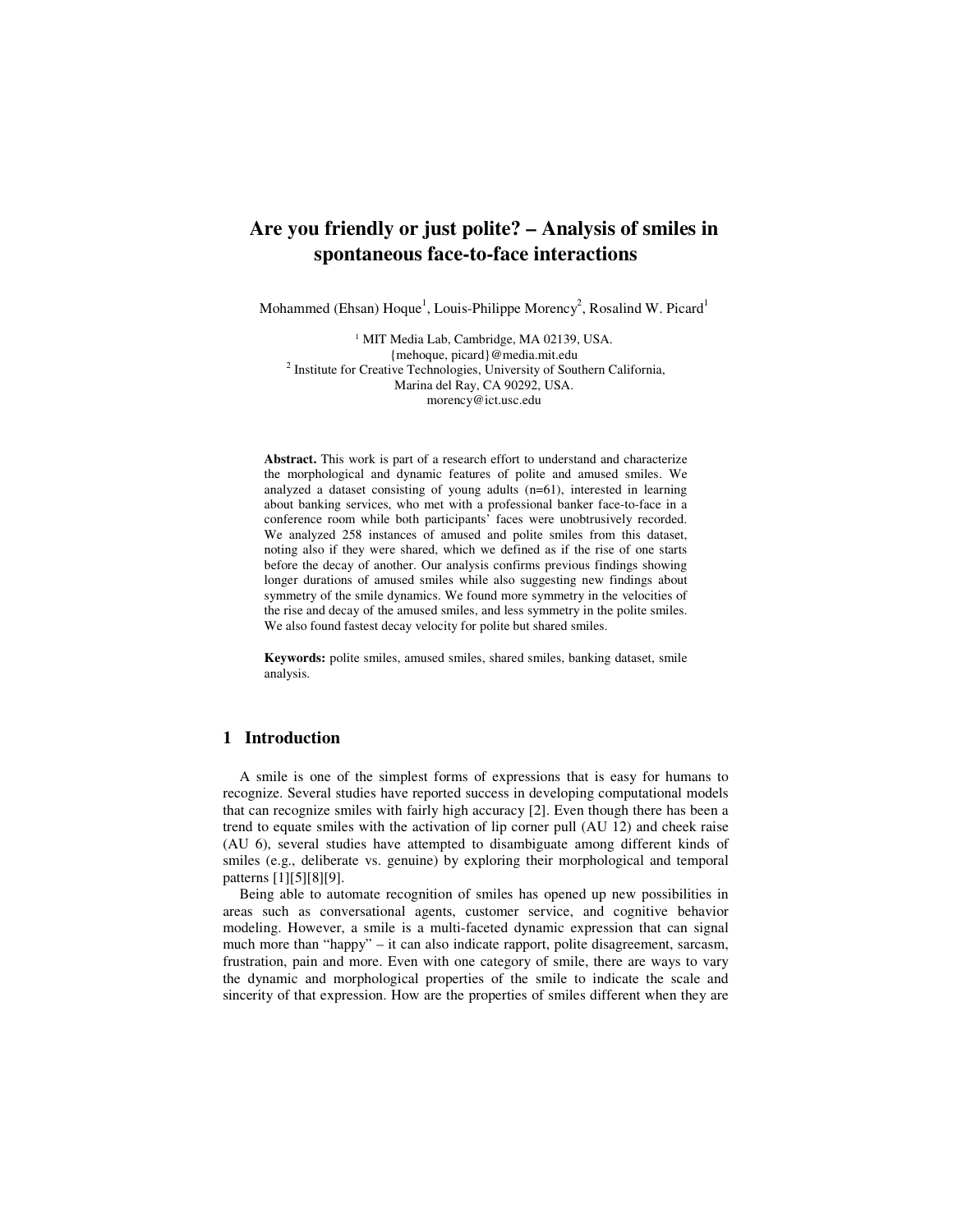# Are you friendly or just polite? – Analysis of smiles in spontaneous face-to-face interactions

Mohammed (Ehsan) Hoque[1], Louis-Philippe Morency[2], Rosalind W. Picard[1]

[1] MIT Media Lab, Cambridge, MA 02139, USA.
{mehoque, picard}@media.mit.edu
[2] Institute for Creative Technologies, University of Southern California,
Marina del Ray, CA 90292, USA.
morency@ict.usc.edu

**Abstract.** This work is part of a research effort to understand and characterize the morphological and dynamic features of polite and amused smiles. We analyzed a dataset consisting of young adults (n=61), interested in learning about banking services, who met with a professional banker face-to-face in a conference room while both participants' faces were unobtrusively recorded. We analyzed 258 instances of amused and polite smiles from this dataset, noting also if they were shared, which we defined as if the rise of one starts before the decay of another. Our analysis confirms previous findings showing longer durations of amused smiles while also suggesting new findings about symmetry of the smile dynamics. We found more symmetry in the velocities of the rise and decay of the amused smiles, and less symmetry in the polite smiles. We also found fastest decay velocity for polite but shared smiles.

**Keywords:** polite smiles, amused smiles, shared smiles, banking dataset, smile analysis.

## 1 Introduction

A smile is one of the simplest forms of expressions that is easy for humans to recognize. Several studies have reported success in developing computational models that can recognize smiles with fairly high accuracy [2]. Even though there has been a trend to equate smiles with the activation of lip corner pull (AU 12) and cheek raise (AU 6), several studies have attempted to disambiguate among different kinds of smiles (e.g., deliberate vs. genuine) by exploring their morphological and temporal patterns [1][5][8][9].

Being able to automate recognition of smiles has opened up new possibilities in areas such as conversational agents, customer service, and cognitive behavior modeling. However, a smile is a multi-faceted dynamic expression that can signal much more than "happy" – it can also indicate rapport, polite disagreement, sarcasm, frustration, pain and more. Even with one category of smile, there are ways to vary the dynamic and morphological properties of the smile to indicate the scale and sincerity of that expression. How are the properties of smiles different when they are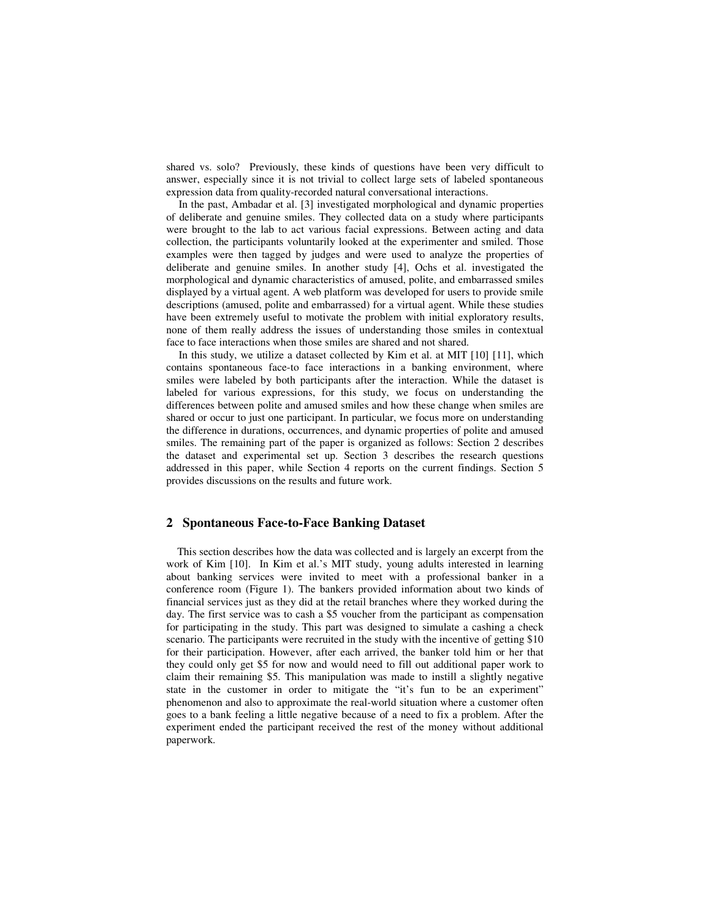shared vs. solo? Previously, these kinds of questions have been very difficult to answer, especially since it is not trivial to collect large sets of labeled spontaneous expression data from quality-recorded natural conversational interactions.

In the past, Ambadar et al. [3] investigated morphological and dynamic properties of deliberate and genuine smiles. They collected data on a study where participants were brought to the lab to act various facial expressions. Between acting and data collection, the participants voluntarily looked at the experimenter and smiled. Those examples were then tagged by judges and were used to analyze the properties of deliberate and genuine smiles. In another study [4], Ochs et al. investigated the morphological and dynamic characteristics of amused, polite, and embarrassed smiles displayed by a virtual agent. A web platform was developed for users to provide smile descriptions (amused, polite and embarrassed) for a virtual agent. While these studies have been extremely useful to motivate the problem with initial exploratory results, none of them really address the issues of understanding those smiles in contextual face to face interactions when those smiles are shared and not shared.

In this study, we utilize a dataset collected by Kim et al. at MIT [10] [11], which contains spontaneous face-to face interactions in a banking environment, where smiles were labeled by both participants after the interaction. While the dataset is labeled for various expressions, for this study, we focus on understanding the differences between polite and amused smiles and how these change when smiles are shared or occur to just one participant. In particular, we focus more on understanding the difference in durations, occurrences, and dynamic properties of polite and amused smiles. The remaining part of the paper is organized as follows: Section 2 describes the dataset and experimental set up. Section 3 describes the research questions addressed in this paper, while Section 4 reports on the current findings. Section 5 provides discussions on the results and future work.

## 2 Spontaneous Face-to-Face Banking Dataset

This section describes how the data was collected and is largely an excerpt from the work of Kim [10]. In Kim et al.'s MIT study, young adults interested in learning about banking services were invited to meet with a professional banker in a conference room (Figure 1). The bankers provided information about two kinds of financial services just as they did at the retail branches where they worked during the day. The first service was to cash a \$5 voucher from the participant as compensation for participating in the study. This part was designed to simulate a cashing a check scenario. The participants were recruited in the study with the incentive of getting \$10 for their participation. However, after each arrived, the banker told him or her that they could only get \$5 for now and would need to fill out additional paper work to claim their remaining \$5. This manipulation was made to instill a slightly negative state in the customer in order to mitigate the "it's fun to be an experiment" phenomenon and also to approximate the real-world situation where a customer often goes to a bank feeling a little negative because of a need to fix a problem. After the experiment ended the participant received the rest of the money without additional paperwork.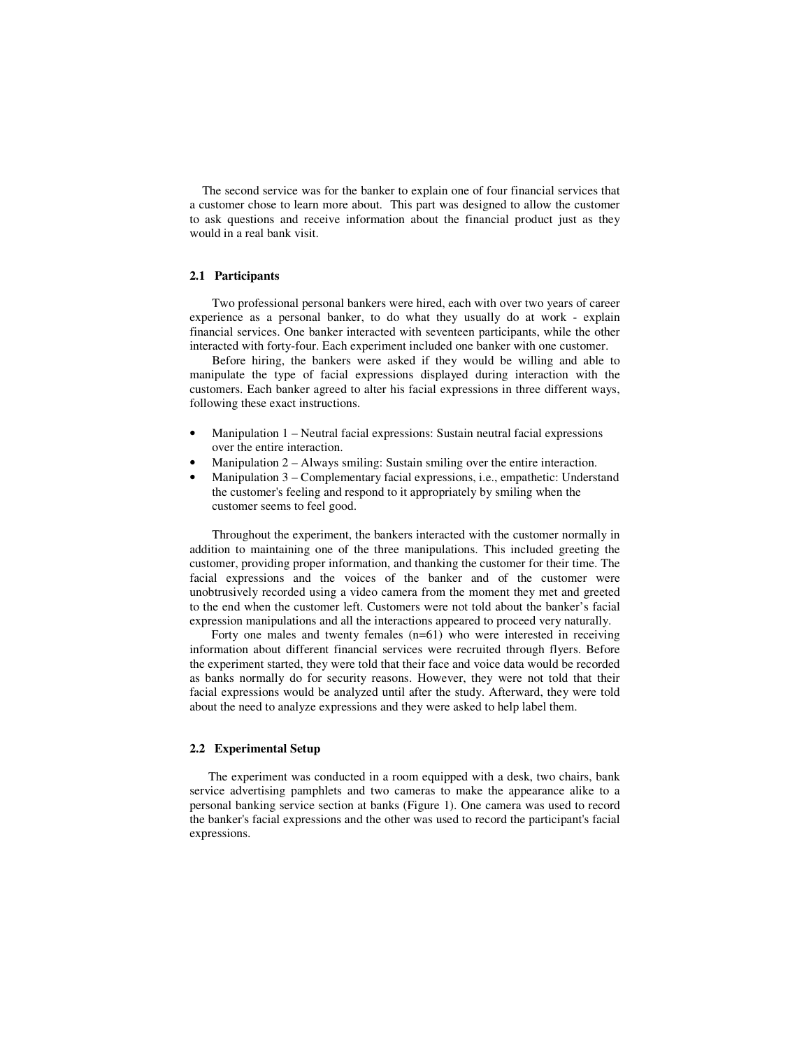The second service was for the banker to explain one of four financial services that a customer chose to learn more about. This part was designed to allow the customer to ask questions and receive information about the financial product just as they would in a real bank visit.

### 2.1 Participants

Two professional personal bankers were hired, each with over two years of career experience as a personal banker, to do what they usually do at work - explain financial services. One banker interacted with seventeen participants, while the other interacted with forty-four. Each experiment included one banker with one customer.

Before hiring, the bankers were asked if they would be willing and able to manipulate the type of facial expressions displayed during interaction with the customers. Each banker agreed to alter his facial expressions in three different ways, following these exact instructions.

- Manipulation 1 – Neutral facial expressions: Sustain neutral facial expressions over the entire interaction.
- Manipulation 2 – Always smiling: Sustain smiling over the entire interaction.
- Manipulation 3 – Complementary facial expressions, i.e., empathetic: Understand the customer's feeling and respond to it appropriately by smiling when the customer seems to feel good.

Throughout the experiment, the bankers interacted with the customer normally in addition to maintaining one of the three manipulations. This included greeting the customer, providing proper information, and thanking the customer for their time. The facial expressions and the voices of the banker and of the customer were unobtrusively recorded using a video camera from the moment they met and greeted to the end when the customer left. Customers were not told about the banker's facial expression manipulations and all the interactions appeared to proceed very naturally.

Forty one males and twenty females (n=61) who were interested in receiving information about different financial services were recruited through flyers. Before the experiment started, they were told that their face and voice data would be recorded as banks normally do for security reasons. However, they were not told that their facial expressions would be analyzed until after the study. Afterward, they were told about the need to analyze expressions and they were asked to help label them.

### 2.2 Experimental Setup

The experiment was conducted in a room equipped with a desk, two chairs, bank service advertising pamphlets and two cameras to make the appearance alike to a personal banking service section at banks (Figure 1). One camera was used to record the banker's facial expressions and the other was used to record the participant's facial expressions.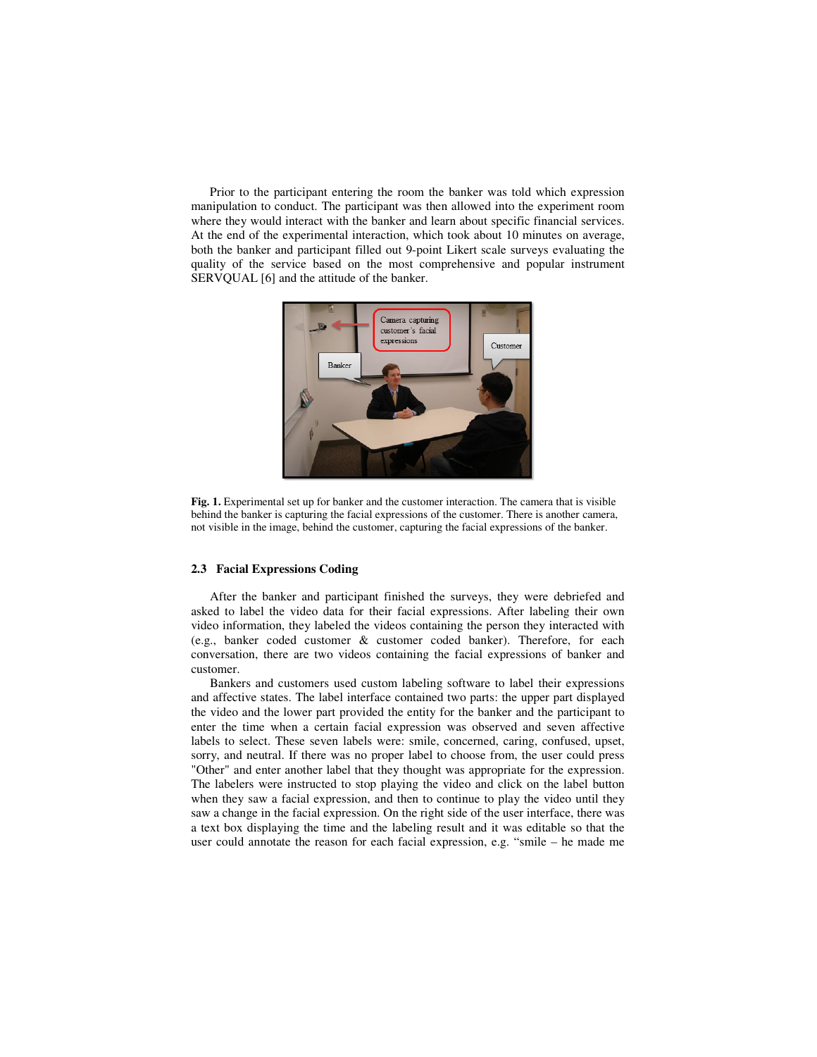Prior to the participant entering the room the banker was told which expression manipulation to conduct. The participant was then allowed into the experiment room where they would interact with the banker and learn about specific financial services. At the end of the experimental interaction, which took about 10 minutes on average, both the banker and participant filled out 9-point Likert scale surveys evaluating the quality of the service based on the most comprehensive and popular instrument SERVQUAL [6] and the attitude of the banker.

**Fig. 1.** Experimental set up for banker and the customer interaction. The camera that is visible behind the banker is capturing the facial expressions of the customer. There is another camera, not visible in the image, behind the customer, capturing the facial expressions of the banker.

### 2.3 Facial Expressions Coding

After the banker and participant finished the surveys, they were debriefed and asked to label the video data for their facial expressions. After labeling their own video information, they labeled the videos containing the person they interacted with (e.g., banker coded customer & customer coded banker). Therefore, for each conversation, there are two videos containing the facial expressions of banker and customer.

Bankers and customers used custom labeling software to label their expressions and affective states. The label interface contained two parts: the upper part displayed the video and the lower part provided the entity for the banker and the participant to enter the time when a certain facial expression was observed and seven affective labels to select. These seven labels were: smile, concerned, caring, confused, upset, sorry, and neutral. If there was no proper label to choose from, the user could press "Other" and enter another label that they thought was appropriate for the expression. The labelers were instructed to stop playing the video and click on the label button when they saw a facial expression, and then to continue to play the video until they saw a change in the facial expression. On the right side of the user interface, there was a text box displaying the time and the labeling result and it was editable so that the user could annotate the reason for each facial expression, e.g. "smile – he made me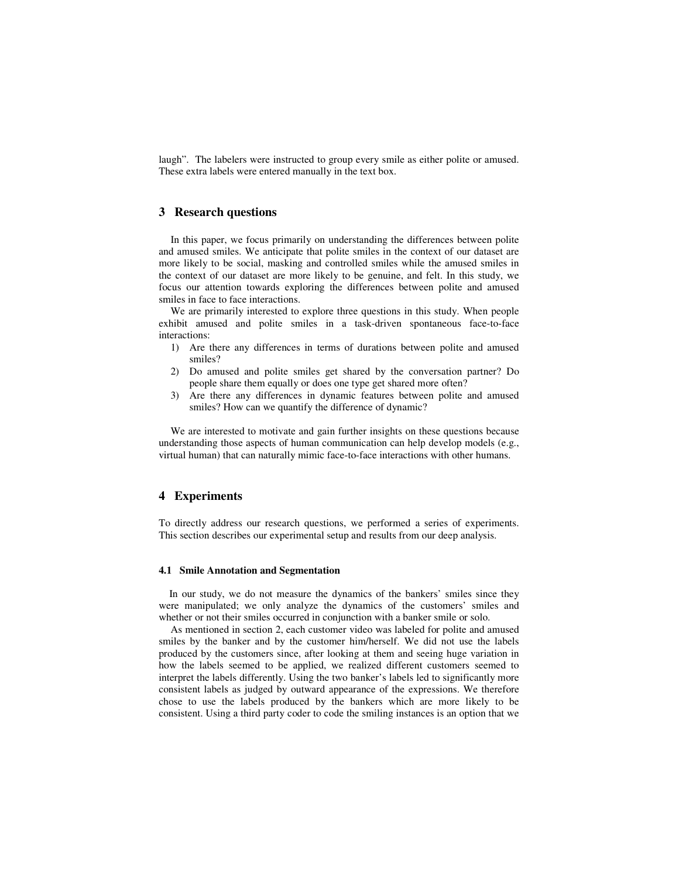laugh". The labelers were instructed to group every smile as either polite or amused. These extra labels were entered manually in the text box.

## 3 Research questions

In this paper, we focus primarily on understanding the differences between polite and amused smiles. We anticipate that polite smiles in the context of our dataset are more likely to be social, masking and controlled smiles while the amused smiles in the context of our dataset are more likely to be genuine, and felt. In this study, we focus our attention towards exploring the differences between polite and amused smiles in face to face interactions.

We are primarily interested to explore three questions in this study. When people exhibit amused and polite smiles in a task-driven spontaneous face-to-face interactions:

1) Are there any differences in terms of durations between polite and amused smiles?
2) Do amused and polite smiles get shared by the conversation partner? Do people share them equally or does one type get shared more often?
3) Are there any differences in dynamic features between polite and amused smiles? How can we quantify the difference of dynamic?

We are interested to motivate and gain further insights on these questions because understanding those aspects of human communication can help develop models (e.g., virtual human) that can naturally mimic face-to-face interactions with other humans.

## 4 Experiments

To directly address our research questions, we performed a series of experiments. This section describes our experimental setup and results from our deep analysis.

### 4.1 Smile Annotation and Segmentation

In our study, we do not measure the dynamics of the bankers' smiles since they were manipulated; we only analyze the dynamics of the customers' smiles and whether or not their smiles occurred in conjunction with a banker smile or solo.

As mentioned in section 2, each customer video was labeled for polite and amused smiles by the banker and by the customer him/herself. We did not use the labels produced by the customers since, after looking at them and seeing huge variation in how the labels seemed to be applied, we realized different customers seemed to interpret the labels differently. Using the two banker's labels led to significantly more consistent labels as judged by outward appearance of the expressions. We therefore chose to use the labels produced by the bankers which are more likely to be consistent. Using a third party coder to code the smiling instances is an option that we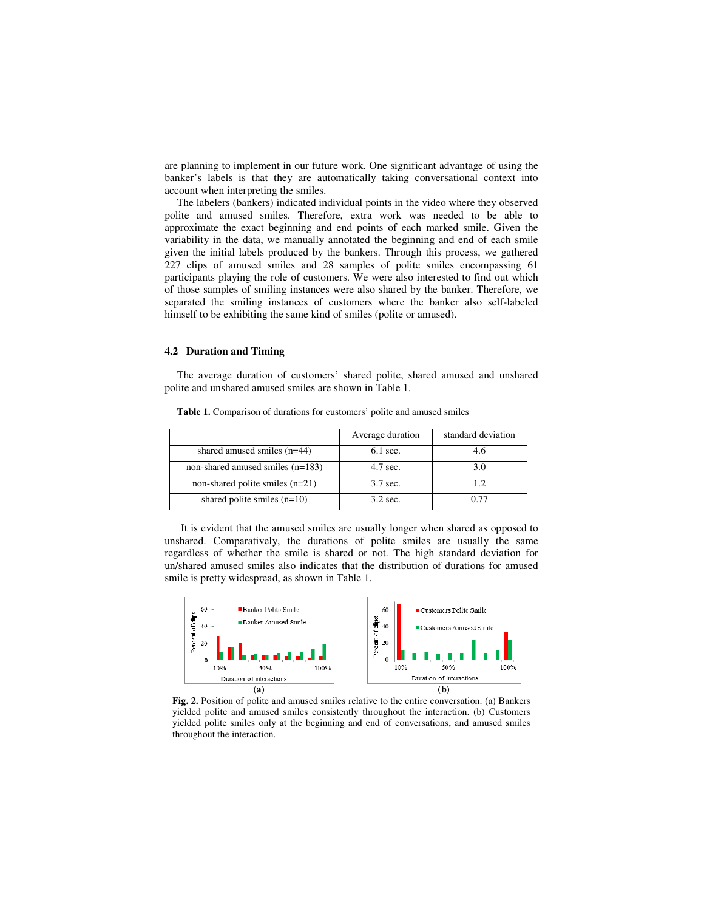are planning to implement in our future work. One significant advantage of using the banker's labels is that they are automatically taking conversational context into account when interpreting the smiles.

The labelers (bankers) indicated individual points in the video where they observed polite and amused smiles. Therefore, extra work was needed to be able to approximate the exact beginning and end points of each marked smile. Given the variability in the data, we manually annotated the beginning and end of each smile given the initial labels produced by the bankers. Through this process, we gathered 227 clips of amused smiles and 28 samples of polite smiles encompassing 61 participants playing the role of customers. We were also interested to find out which of those samples of smiling instances were also shared by the banker. Therefore, we separated the smiling instances of customers where the banker also self-labeled himself to be exhibiting the same kind of smiles (polite or amused).

### 4.2 Duration and Timing

The average duration of customers' shared polite, shared amused and unshared polite and unshared amused smiles are shown in Table 1.

**Table 1.** Comparison of durations for customers' polite and amused smiles

| | Average duration | standard deviation |
|---|---|---|
| shared amused smiles (n=44) | 6.1 sec. | 4.6 |
| non-shared amused smiles (n=183) | 4.7 sec. | 3.0 |
| non-shared polite smiles (n=21) | 3.7 sec. | 1.2 |
| shared polite smiles (n=10) | 3.2 sec. | 0.77 |

It is evident that the amused smiles are usually longer when shared as opposed to unshared. Comparatively, the durations of polite smiles are usually the same regardless of whether the smile is shared or not. The high standard deviation for un/shared amused smiles also indicates that the distribution of durations for amused smile is pretty widespread, as shown in Table 1.

**Fig. 2.** Position of polite and amused smiles relative to the entire conversation. (a) Bankers yielded polite and amused smiles consistently throughout the interaction. (b) Customers yielded polite smiles only at the beginning and end of conversations, and amused smiles throughout the interaction.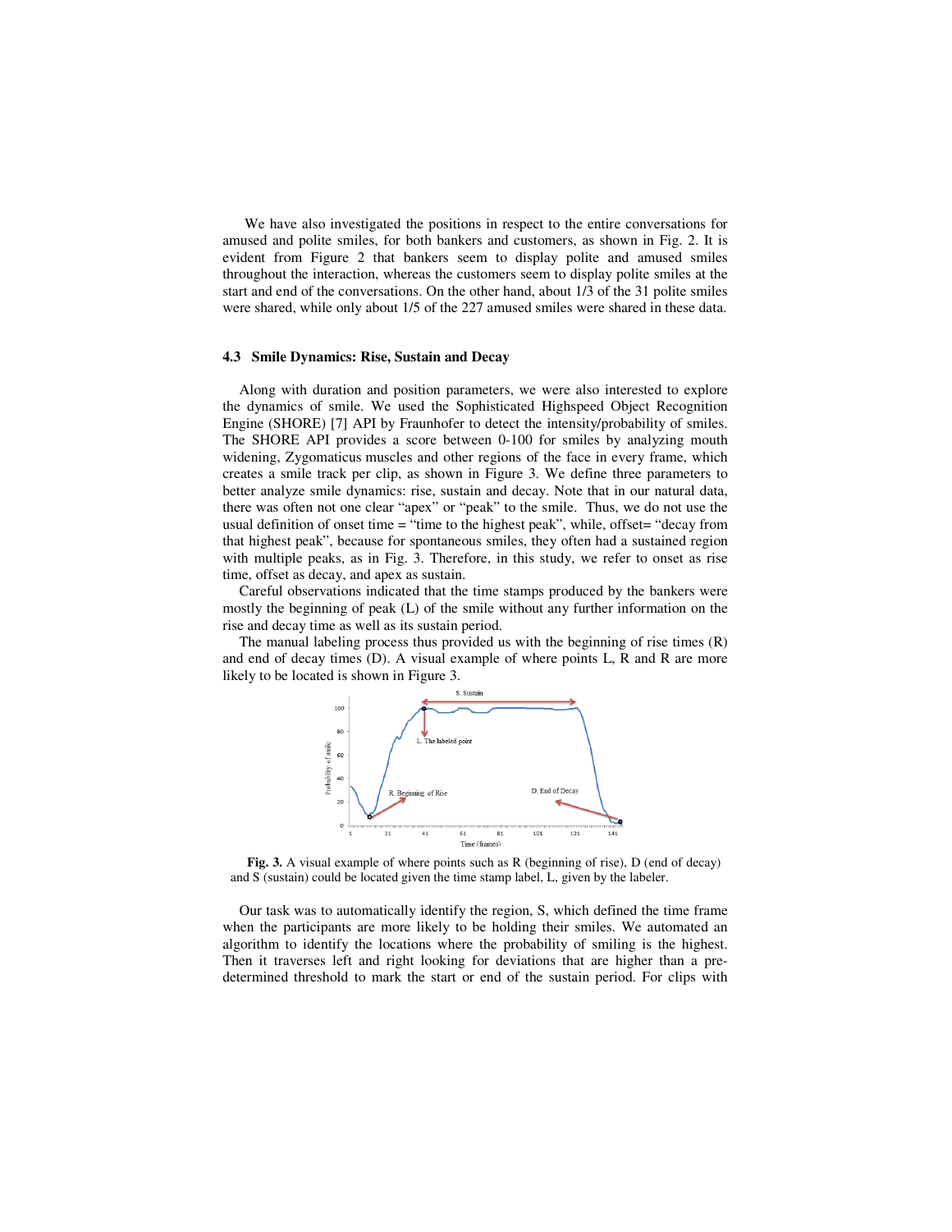We have also investigated the positions in respect to the entire conversations for amused and polite smiles, for both bankers and customers, as shown in Fig. 2. It is evident from Figure 2 that bankers seem to display polite and amused smiles throughout the interaction, whereas the customers seem to display polite smiles at the start and end of the conversations. On the other hand, about 1/3 of the 31 polite smiles were shared, while only about 1/5 of the 227 amused smiles were shared in these data.

### 4.3 Smile Dynamics: Rise, Sustain and Decay

Along with duration and position parameters, we were also interested to explore the dynamics of smile. We used the Sophisticated Highspeed Object Recognition Engine (SHORE) [7] API by Fraunhofer to detect the intensity/probability of smiles. The SHORE API provides a score between 0-100 for smiles by analyzing mouth widening, Zygomaticus muscles and other regions of the face in every frame, which creates a smile track per clip, as shown in Figure 3. We define three parameters to better analyze smile dynamics: rise, sustain and decay. Note that in our natural data, there was often not one clear "apex" or "peak" to the smile. Thus, we do not use the usual definition of onset time = "time to the highest peak", while, offset= "decay from that highest peak", because for spontaneous smiles, they often had a sustained region with multiple peaks, as in Fig. 3. Therefore, in this study, we refer to onset as rise time, offset as decay, and apex as sustain.

Careful observations indicated that the time stamps produced by the bankers were mostly the beginning of peak (L) of the smile without any further information on the rise and decay time as well as its sustain period.

The manual labeling process thus provided us with the beginning of rise times (R) and end of decay times (D). A visual example of where points L, R and R are more likely to be located is shown in Figure 3.

S. Sustain
L. The labeled point
R. Beginning of Rise
D. End of Decay
Probability of smile
100
80
60
40
20
0
1
21
41
61
81
101
121
141
Time (frames)

**Fig. 3.** A visual example of where points such as R (beginning of rise), D (end of decay) and S (sustain) could be located given the time stamp label, L, given by the labeler.

Our task was to automatically identify the region, S, which defined the time frame when the participants are more likely to be holding their smiles. We automated an algorithm to identify the locations where the probability of smiling is the highest. Then it traverses left and right looking for deviations that are higher than a pre-determined threshold to mark the start or end of the sustain period. For clips with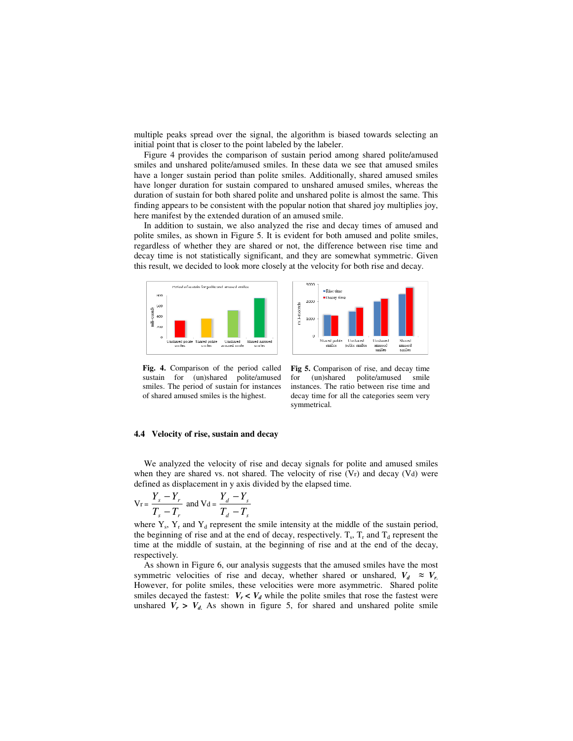multiple peaks spread over the signal, the algorithm is biased towards selecting an initial point that is closer to the point labeled by the labeler.

Figure 4 provides the comparison of sustain period among shared polite/amused smiles and unshared polite/amused smiles. In these data we see that amused smiles have a longer sustain period than polite smiles. Additionally, shared amused smiles have longer duration for sustain compared to unshared amused smiles, whereas the duration of sustain for both shared polite and unshared polite is almost the same. This finding appears to be consistent with the popular notion that shared joy multiplies joy, here manifest by the extended duration of an amused smile.

In addition to sustain, we also analyzed the rise and decay times of amused and polite smiles, as shown in Figure 5. It is evident for both amused and polite smiles, regardless of whether they are shared or not, the difference between rise time and decay time is not statistically significant, and they are somewhat symmetric. Given this result, we decided to look more closely at the velocity for both rise and decay.

**Fig. 4.** Comparison of the period called sustain for (un)shared polite/amused smiles. The period of sustain for instances of shared amused smiles is the highest.

**Fig 5.** Comparison of rise, and decay time for (un)shared polite/amused smile instances. The ratio between rise time and decay time for all the categories seem very symmetrical.

### 4.4 Velocity of rise, sustain and decay

We analyzed the velocity of rise and decay signals for polite and amused smiles when they are shared vs. not shared. The velocity of rise (Vr) and decay (Vd) were defined as displacement in y axis divided by the elapsed time.

$$V_r = \frac{Y_s - Y_r}{T_s - T_r} \text{ and } V_d = \frac{Y_d - Y_s}{T_d - T_s}$$

where $Y_s$, $Y_r$ and $Y_d$ represent the smile intensity at the middle of the sustain period, the beginning of rise and at the end of decay, respectively. $T_s$, $T_r$ and $T_d$ represent the time at the middle of sustain, at the beginning of rise and at the end of the decay, respectively.

As shown in Figure 6, our analysis suggests that the amused smiles have the most symmetric velocities of rise and decay, whether shared or unshared, $V_d \approx V_r$. However, for polite smiles, these velocities were more asymmetric. Shared polite smiles decayed the fastest: $V_r < V_d$ while the polite smiles that rose the fastest were unshared $V_r > V_d$. As shown in figure 5, for shared and unshared polite smile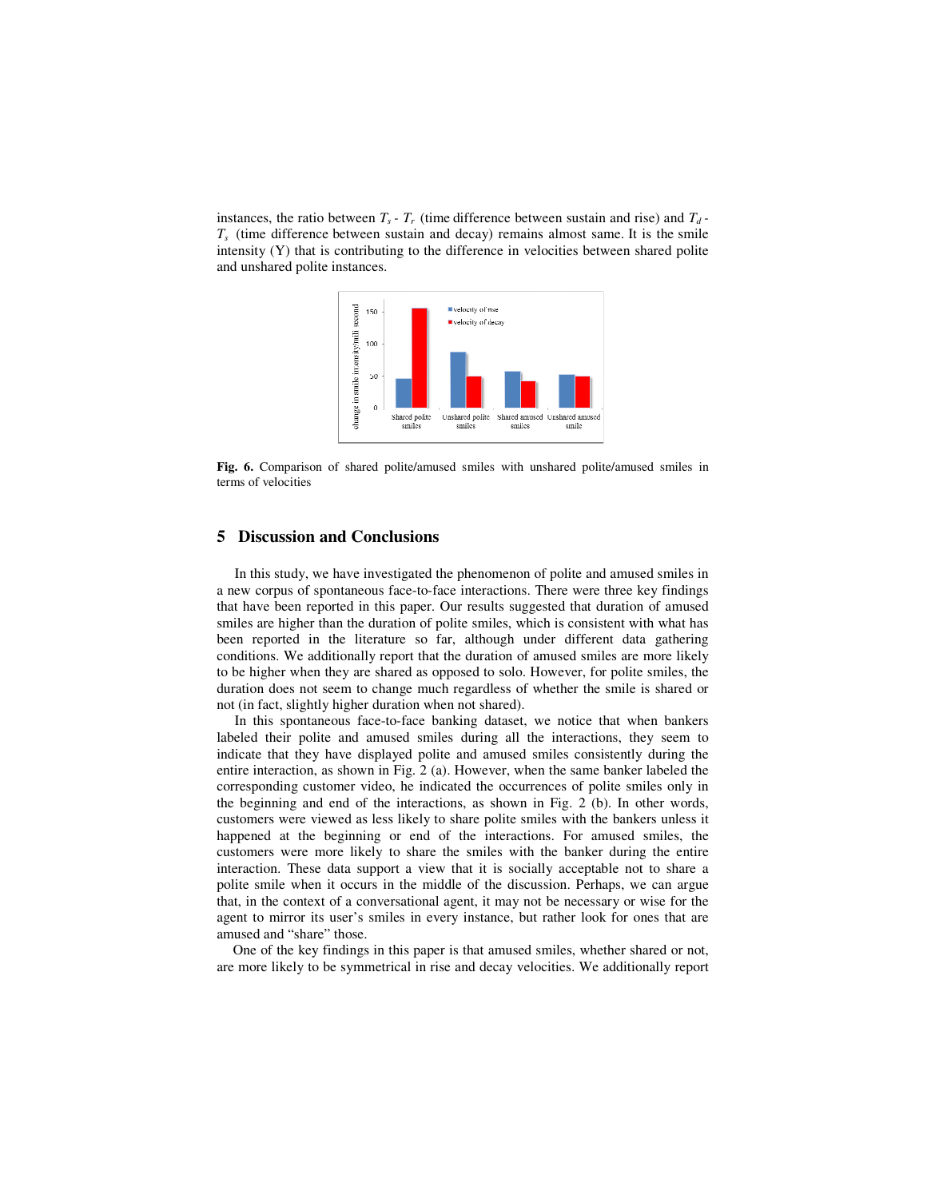instances, the ratio between $T_s$ - $T_r$ (time difference between sustain and rise) and $T_d$ - $T_s$ (time difference between sustain and decay) remains almost same. It is the smile intensity (Y) that is contributing to the difference in velocities between shared polite and unshared polite instances.

change in smile intensity/mili second

150

100

50

0

velocity of rise

velocity of decay

Shared polite smiles

Unshared polite smiles

Shared amused smiles

Unshared amused smile

**Fig. 6.** Comparison of shared polite/amused smiles with unshared polite/amused smiles in terms of velocities

## 5 Discussion and Conclusions

In this study, we have investigated the phenomenon of polite and amused smiles in a new corpus of spontaneous face-to-face interactions. There were three key findings that have been reported in this paper. Our results suggested that duration of amused smiles are higher than the duration of polite smiles, which is consistent with what has been reported in the literature so far, although under different data gathering conditions. We additionally report that the duration of amused smiles are more likely to be higher when they are shared as opposed to solo. However, for polite smiles, the duration does not seem to change much regardless of whether the smile is shared or not (in fact, slightly higher duration when not shared).

In this spontaneous face-to-face banking dataset, we notice that when bankers labeled their polite and amused smiles during all the interactions, they seem to indicate that they have displayed polite and amused smiles consistently during the entire interaction, as shown in Fig. 2 (a). However, when the same banker labeled the corresponding customer video, he indicated the occurrences of polite smiles only in the beginning and end of the interactions, as shown in Fig. 2 (b). In other words, customers were viewed as less likely to share polite smiles with the bankers unless it happened at the beginning or end of the interactions. For amused smiles, the customers were more likely to share the smiles with the banker during the entire interaction. These data support a view that it is socially acceptable not to share a polite smile when it occurs in the middle of the discussion. Perhaps, we can argue that, in the context of a conversational agent, it may not be necessary or wise for the agent to mirror its user's smiles in every instance, but rather look for ones that are amused and "share" those.

One of the key findings in this paper is that amused smiles, whether shared or not, are more likely to be symmetrical in rise and decay velocities. We additionally report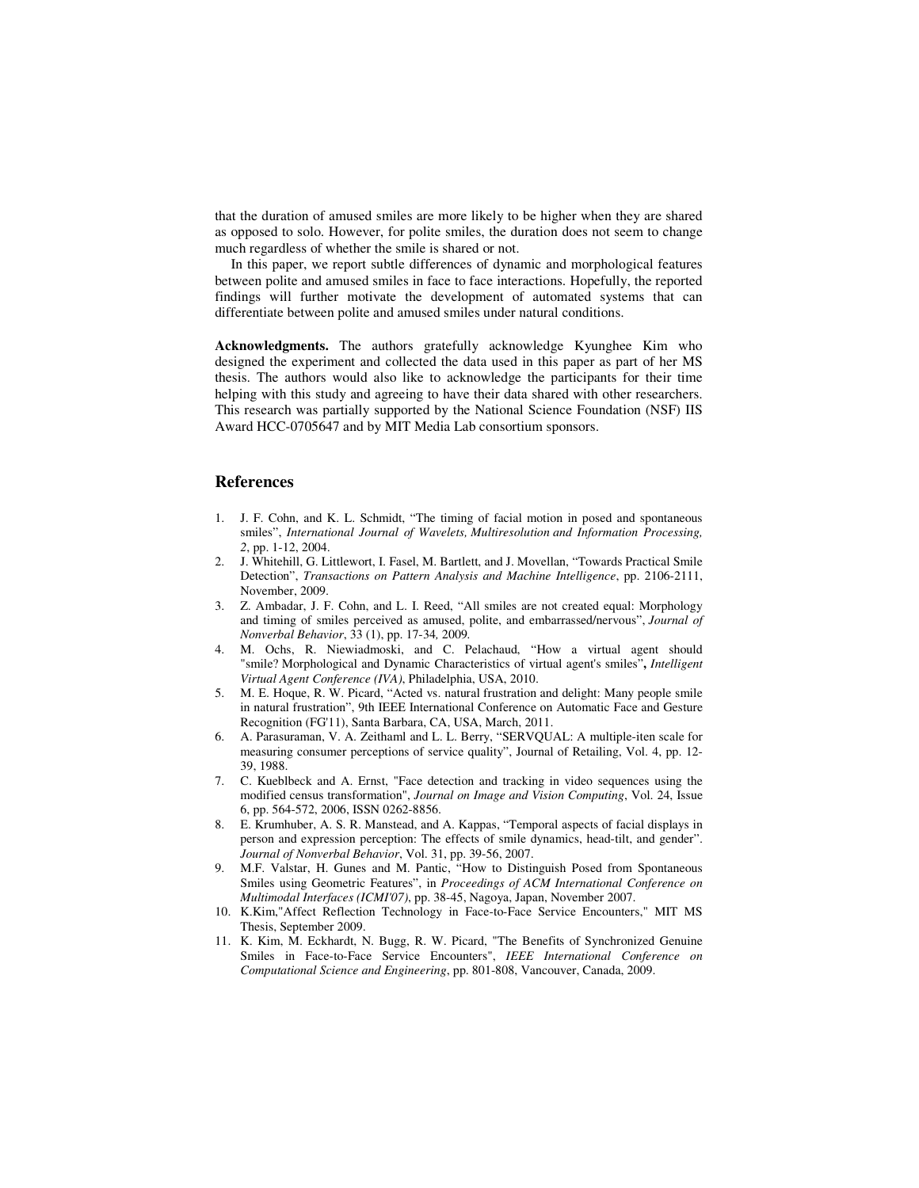that the duration of amused smiles are more likely to be higher when they are shared as opposed to solo. However, for polite smiles, the duration does not seem to change much regardless of whether the smile is shared or not.

In this paper, we report subtle differences of dynamic and morphological features between polite and amused smiles in face to face interactions. Hopefully, the reported findings will further motivate the development of automated systems that can differentiate between polite and amused smiles under natural conditions.

**Acknowledgments.** The authors gratefully acknowledge Kyunghee Kim who designed the experiment and collected the data used in this paper as part of her MS thesis. The authors would also like to acknowledge the participants for their time helping with this study and agreeing to have their data shared with other researchers. This research was partially supported by the National Science Foundation (NSF) IIS Award HCC-0705647 and by MIT Media Lab consortium sponsors.

## References

1. J. F. Cohn, and K. L. Schmidt, "The timing of facial motion in posed and spontaneous smiles", *International Journal of Wavelets, Multiresolution and Information Processing, 2*, pp. 1-12, 2004.
2. J. Whitehill, G. Littlewort, I. Fasel, M. Bartlett, and J. Movellan, "Towards Practical Smile Detection", *Transactions on Pattern Analysis and Machine Intelligence*, pp. 2106-2111, November, 2009.
3. Z. Ambadar, J. F. Cohn, and L. I. Reed, "All smiles are not created equal: Morphology and timing of smiles perceived as amused, polite, and embarrassed/nervous", *Journal of Nonverbal Behavior*, 33 (1), pp. 17-34, 2009.
4. M. Ochs, R. Niewiadmoski, and C. Pelachaud, "How a virtual agent should "smile? Morphological and Dynamic Characteristics of virtual agent's smiles", *Intelligent Virtual Agent Conference (IVA)*, Philadelphia, USA, 2010.
5. M. E. Hoque, R. W. Picard, "Acted vs. natural frustration and delight: Many people smile in natural frustration", 9th IEEE International Conference on Automatic Face and Gesture Recognition (FG'11), Santa Barbara, CA, USA, March, 2011.
6. A. Parasuraman, V. A. Zeithaml and L. L. Berry, "SERVQUAL: A multiple-iten scale for measuring consumer perceptions of service quality", Journal of Retailing, Vol. 4, pp. 12-39, 1988.
7. C. Kueblbeck and A. Ernst, "Face detection and tracking in video sequences using the modified census transformation", *Journal on Image and Vision Computing*, Vol. 24, Issue 6, pp. 564-572, 2006, ISSN 0262-8856.
8. E. Krumhuber, A. S. R. Manstead, and A. Kappas, "Temporal aspects of facial displays in person and expression perception: The effects of smile dynamics, head-tilt, and gender". *Journal of Nonverbal Behavior*, Vol. 31, pp. 39-56, 2007.
9. M.F. Valstar, H. Gunes and M. Pantic, "How to Distinguish Posed from Spontaneous Smiles using Geometric Features", in *Proceedings of ACM International Conference on Multimodal Interfaces (ICMI'07)*, pp. 38-45, Nagoya, Japan, November 2007.
10. K.Kim,"Affect Reflection Technology in Face-to-Face Service Encounters," MIT MS Thesis, September 2009.
11. K. Kim, M. Eckhardt, N. Bugg, R. W. Picard, "The Benefits of Synchronized Genuine Smiles in Face-to-Face Service Encounters", *IEEE International Conference on Computational Science and Engineering*, pp. 801-808, Vancouver, Canada, 2009.